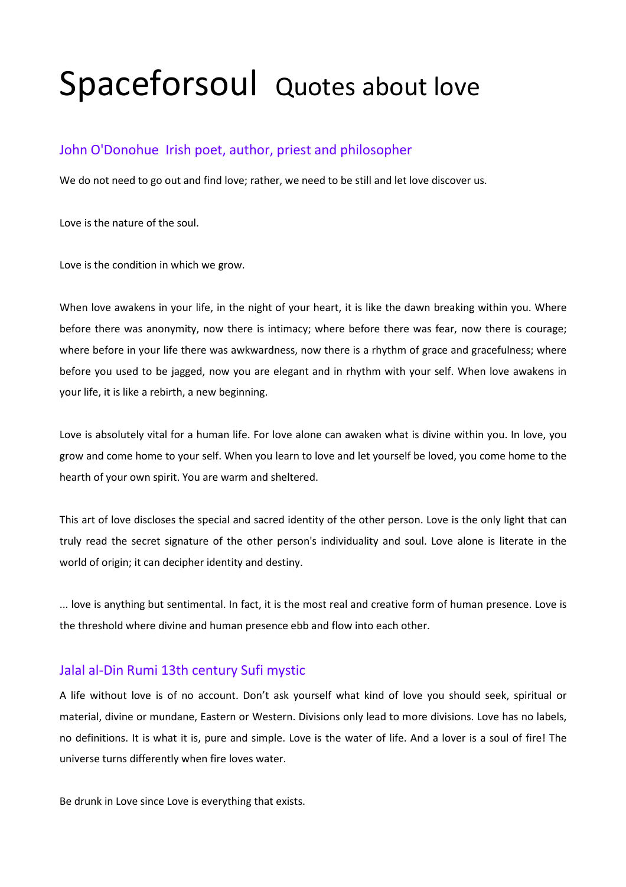# Spaceforsoul Quotes about love

## John O'Donohue Irish poet, author, priest and philosopher

We do not need to go out and find love; rather, we need to be still and let love discover us.

Love is the nature of the soul.

Love is the condition in which we grow.

When love awakens in your life, in the night of your heart, it is like the dawn breaking within you. Where before there was anonymity, now there is intimacy; where before there was fear, now there is courage; where before in your life there was awkwardness, now there is a rhythm of grace and gracefulness; where before you used to be jagged, now you are elegant and in rhythm with your self. When love awakens in your life, it is like a rebirth, a new beginning.

Love is absolutely vital for a human life. For love alone can awaken what is divine within you. In love, you grow and come home to your self. When you learn to love and let yourself be loved, you come home to the hearth of your own spirit. You are warm and sheltered.

This art of love discloses the special and sacred identity of the other person. Love is the only light that can truly read the secret signature of the other person's individuality and soul. Love alone is literate in the world of origin; it can decipher identity and destiny.

... love is anything but sentimental. In fact, it is the most real and creative form of human presence. Love is the threshold where divine and human presence ebb and flow into each other.

## Jalal al-Din Rumi 13th century Sufi mystic

A life without love is of no account. Don't ask yourself what kind of love you should seek, spiritual or material, divine or mundane, Eastern or Western. Divisions only lead to more divisions. Love has no labels, no definitions. It is what it is, pure and simple. Love is the water of life. And a lover is a soul of fire! The universe turns differently when fire loves water.

Be drunk in Love since Love is everything that exists.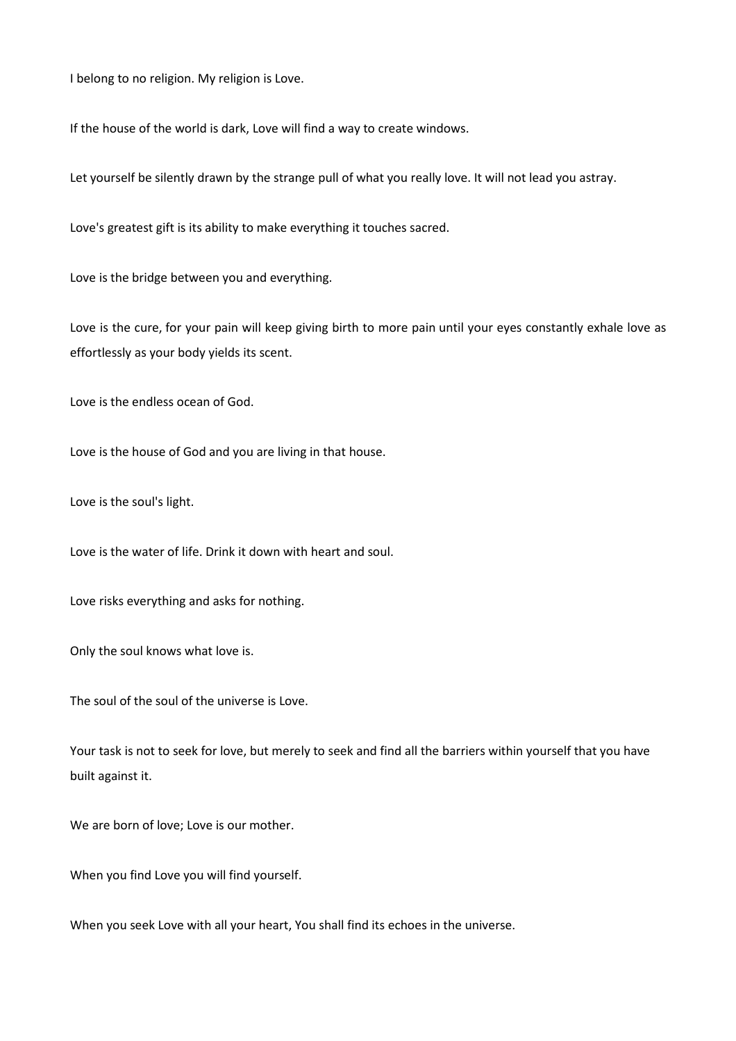I belong to no religion. My religion is Love.

If the house of the world is dark, Love will find a way to create windows.

Let yourself be silently drawn by the strange pull of what you really love. It will not lead you astray.

Love's greatest gift is its ability to make everything it touches sacred.

Love is the bridge between you and everything.

Love is the cure, for your pain will keep giving birth to more pain until your eyes constantly exhale love as effortlessly as your body yields its scent.

Love is the endless ocean of God.

Love is the house of God and you are living in that house.

Love is the soul's light.

Love is the water of life. Drink it down with heart and soul.

Love risks everything and asks for nothing.

Only the soul knows what love is.

The soul of the soul of the universe is Love.

Your task is not to seek for love, but merely to seek and find all the barriers within yourself that you have built against it.

We are born of love; Love is our mother.

When you find Love you will find yourself.

When you seek Love with all your heart, You shall find its echoes in the universe.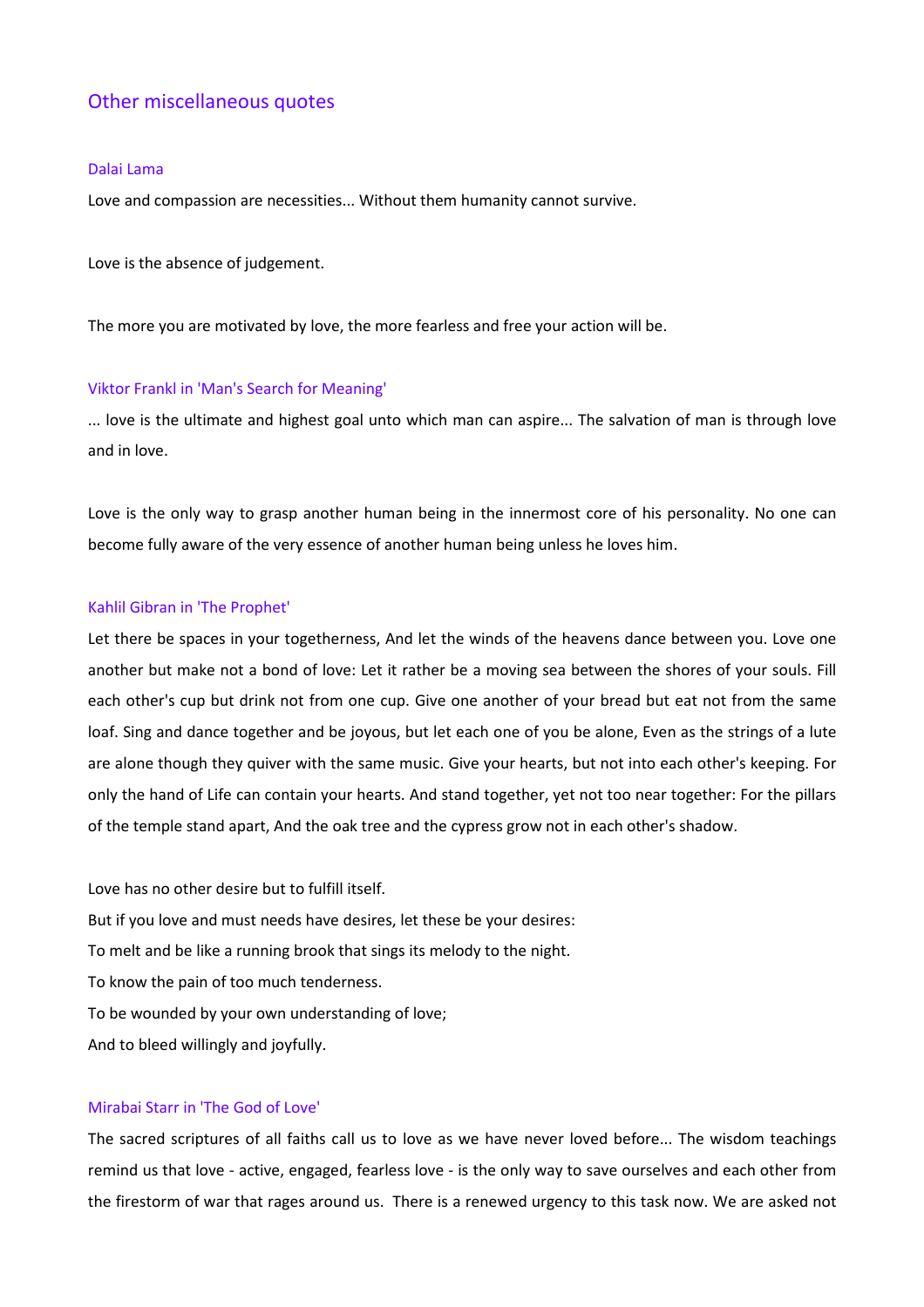## Other miscellaneous quotes

### Dalai Lama

Love and compassion are necessities... Without them humanity cannot survive.

Love is the absence of judgement.

The more you are motivated by love, the more fearless and free your action will be.

### Viktor Frankl in 'Man's Search for Meaning'

... love is the ultimate and highest goal unto which man can aspire... The salvation of man is through love and in love.

Love is the only way to grasp another human being in the innermost core of his personality. No one can become fully aware of the very essence of another human being unless he loves him.

### Kahlil Gibran in 'The Prophet'

Let there be spaces in your togetherness, And let the winds of the heavens dance between you. Love one another but make not a bond of love: Let it rather be a moving sea between the shores of your souls. Fill each other's cup but drink not from one cup. Give one another of your bread but eat not from the same loaf. Sing and dance together and be joyous, but let each one of you be alone, Even as the strings of a lute are alone though they quiver with the same music. Give your hearts, but not into each other's keeping. For only the hand of Life can contain your hearts. And stand together, yet not too near together: For the pillars of the temple stand apart, And the oak tree and the cypress grow not in each other's shadow.

Love has no other desire but to fulfill itself.
But if you love and must needs have desires, let these be your desires:
To melt and be like a running brook that sings its melody to the night.
To know the pain of too much tenderness.
To be wounded by your own understanding of love;
And to bleed willingly and joyfully.

### Mirabai Starr in 'The God of Love'

The sacred scriptures of all faiths call us to love as we have never loved before... The wisdom teachings remind us that love - active, engaged, fearless love - is the only way to save ourselves and each other from the firestorm of war that rages around us. There is a renewed urgency to this task now. We are asked not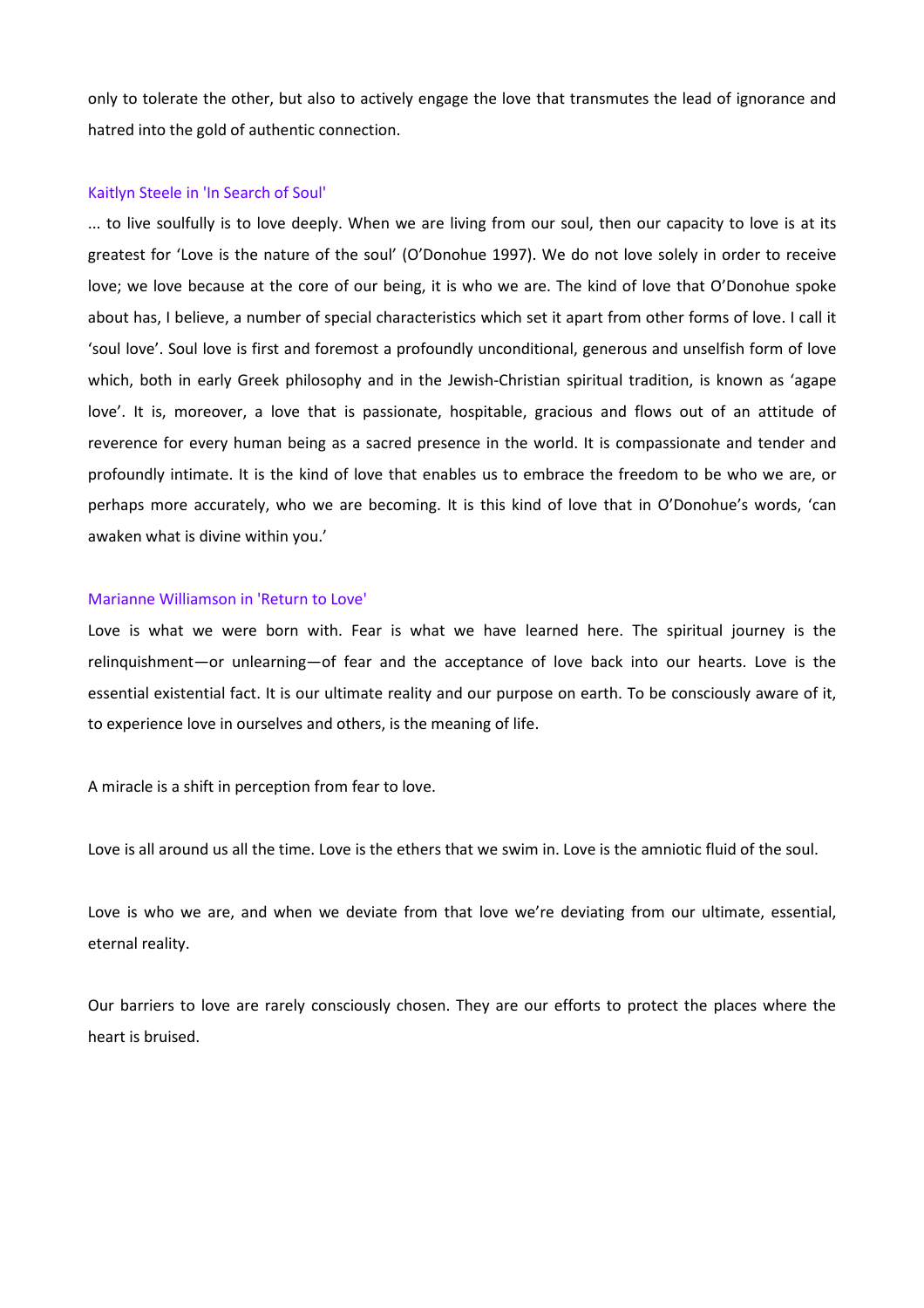only to tolerate the other, but also to actively engage the love that transmutes the lead of ignorance and hatred into the gold of authentic connection.

### Kaitlyn Steele in 'In Search of Soul'

... to live soulfully is to love deeply. When we are living from our soul, then our capacity to love is at its greatest for 'Love is the nature of the soul' (O'Donohue 1997). We do not love solely in order to receive love; we love because at the core of our being, it is who we are. The kind of love that O'Donohue spoke about has, I believe, a number of special characteristics which set it apart from other forms of love. I call it 'soul love'. Soul love is first and foremost a profoundly unconditional, generous and unselfish form of love which, both in early Greek philosophy and in the Jewish-Christian spiritual tradition, is known as 'agape love'. It is, moreover, a love that is passionate, hospitable, gracious and flows out of an attitude of reverence for every human being as a sacred presence in the world. It is compassionate and tender and profoundly intimate. It is the kind of love that enables us to embrace the freedom to be who we are, or perhaps more accurately, who we are becoming. It is this kind of love that in O'Donohue's words, 'can awaken what is divine within you.'

### Marianne Williamson in 'Return to Love'

Love is what we were born with. Fear is what we have learned here. The spiritual journey is the relinquishment—or unlearning—of fear and the acceptance of love back into our hearts. Love is the essential existential fact. It is our ultimate reality and our purpose on earth. To be consciously aware of it, to experience love in ourselves and others, is the meaning of life.

A miracle is a shift in perception from fear to love.

Love is all around us all the time. Love is the ethers that we swim in. Love is the amniotic fluid of the soul.

Love is who we are, and when we deviate from that love we're deviating from our ultimate, essential, eternal reality.

Our barriers to love are rarely consciously chosen. They are our efforts to protect the places where the heart is bruised.